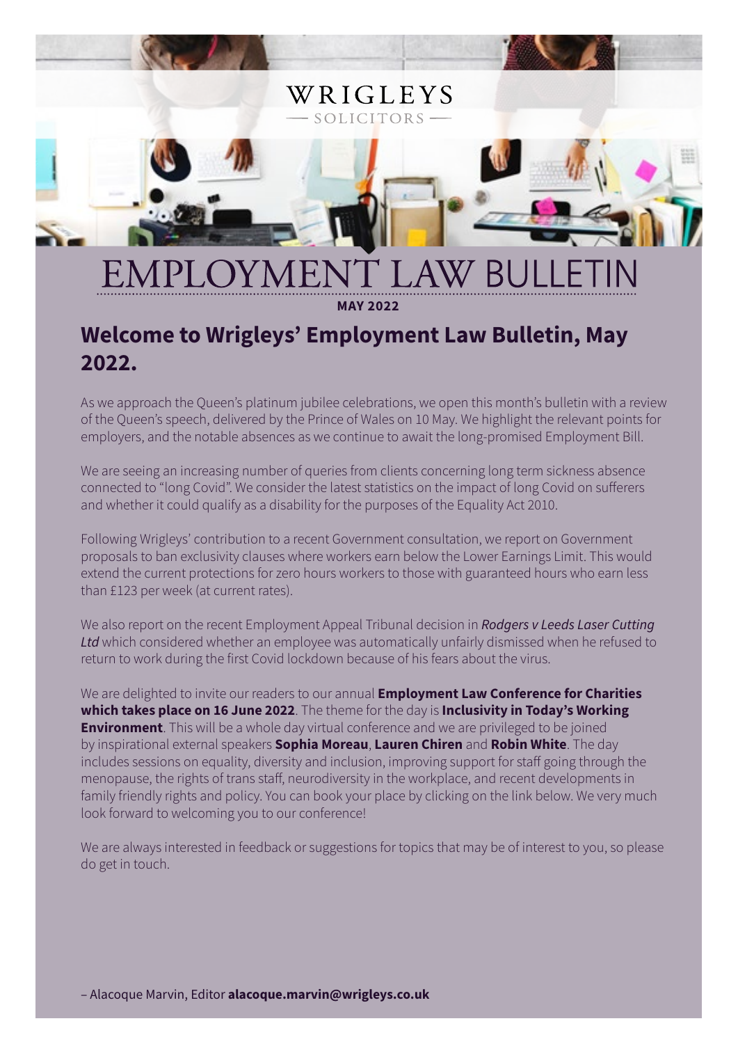WRIGLEYS

— SOLICITORS —

# EMPLOYMENT LAW BULLETIN

**MAY 2022**

## Welcome to Wrigleys' Employment Law Bulletin, May 2022.

As we approach the Queen's platinum jubilee celebrations, we open this month's bulletin with a review of the Queen's speech, delivered by the Prince of Wales on 10 May. We highlight the relevant points for employers, and the notable absences as we continue to await the long-promised Employment Bill.

We are seeing an increasing number of queries from clients concerning long term sickness absence connected to "long Covid". We consider the latest statistics on the impact of long Covid on sufferers and whether it could qualify as a disability for the purposes of the Equality Act 2010.

Following Wrigleys' contribution to a recent Government consultation, we report on Government proposals to ban exclusivity clauses where workers earn below the Lower Earnings Limit. This would extend the current protections for zero hours workers to those with guaranteed hours who earn less than £123 per week (at current rates).

We also report on the recent Employment Appeal Tribunal decision in ***Rodgers v Leeds Laser Cutting Ltd*** which considered whether an employee was automatically unfairly dismissed when he refused to return to work during the first Covid lockdown because of his fears about the virus.

We are delighted to invite our readers to our annual **Employment Law Conference for Charities which takes place on 16 June 2022**. The theme for the day is **Inclusivity in Today's Working Environment**. This will be a whole day virtual conference and we are privileged to be joined by inspirational external speakers **Sophia Moreau**, **Lauren Chiren** and **Robin White**. The day includes sessions on equality, diversity and inclusion, improving support for staff going through the menopause, the rights of trans staff, neurodiversity in the workplace, and recent developments in family friendly rights and policy. You can book your place by clicking on the link below. We very much look forward to welcoming you to our conference!

We are always interested in feedback or suggestions for topics that may be of interest to you, so please do get in touch.

– Alacoque Marvin, Editor **alacoque.marvin@wrigleys.co.uk**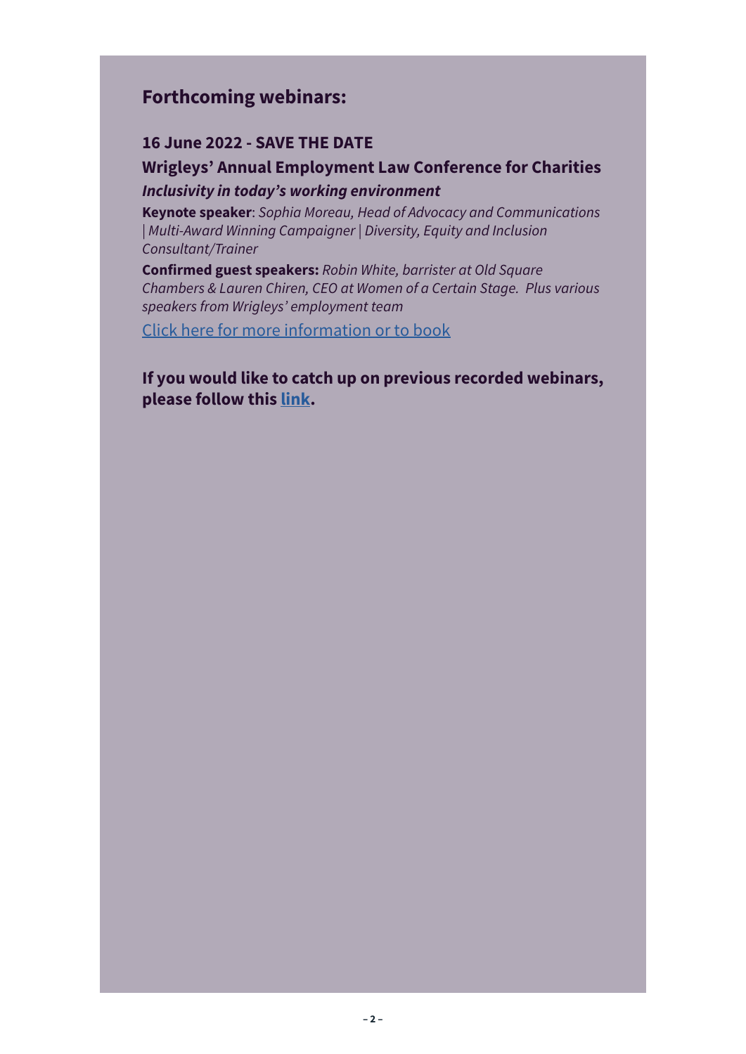## Forthcoming webinars:

### 16 June 2022 - SAVE THE DATE

### Wrigleys' Annual Employment Law Conference for Charities

***Inclusivity in today's working environment***

**Keynote speaker**: *Sophia Moreau, Head of Advocacy and Communications | Multi-Award Winning Campaigner | Diversity, Equity and Inclusion Consultant/Trainer*

**Confirmed guest speakers:** *Robin White, barrister at Old Square Chambers & Lauren Chiren, CEO at Women of a Certain Stage. Plus various speakers from Wrigleys' employment team*

Click here for more information or to book

**If you would like to catch up on previous recorded webinars, please follow this link.**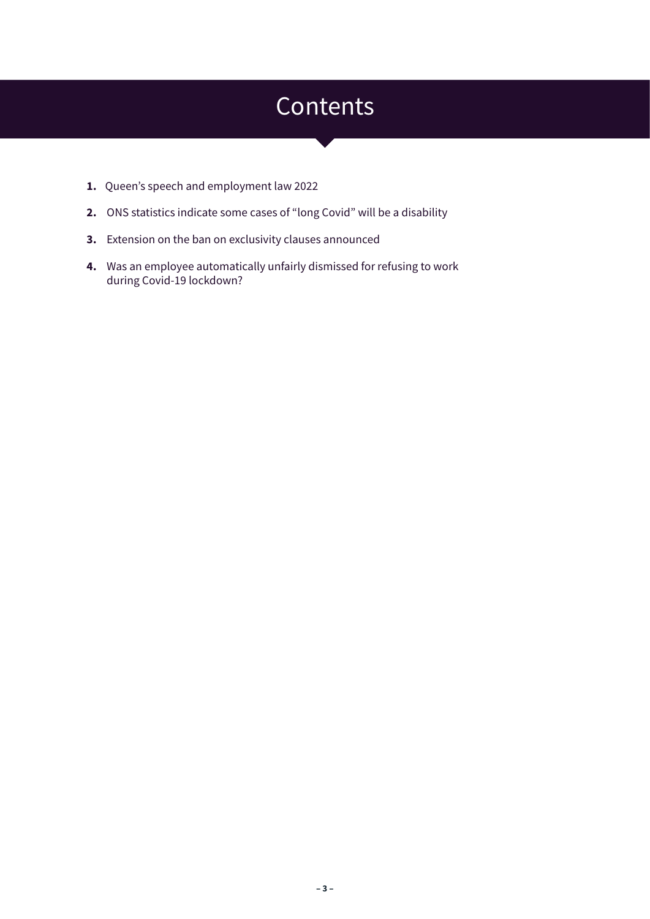# Contents

1. Queen's speech and employment law 2022
2. ONS statistics indicate some cases of "long Covid" will be a disability
3. Extension on the ban on exclusivity clauses announced
4. Was an employee automatically unfairly dismissed for refusing to work during Covid-19 lockdown?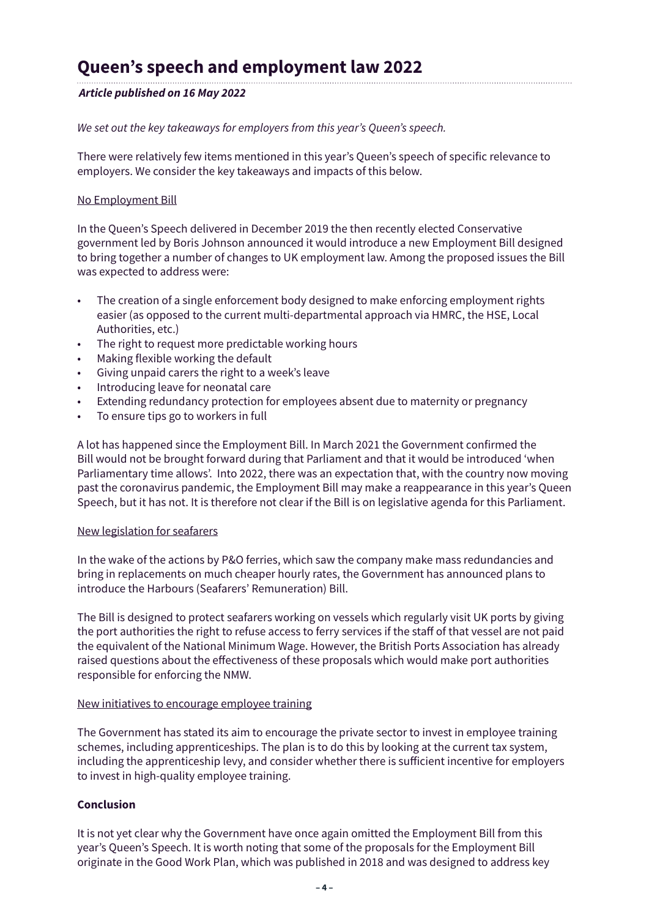# Queen's speech and employment law 2022

***Article published on 16 May 2022***

*We set out the key takeaways for employers from this year's Queen's speech.*

There were relatively few items mentioned in this year's Queen's speech of specific relevance to employers. We consider the key takeaways and impacts of this below.

<u>No Employment Bill</u>

In the Queen's Speech delivered in December 2019 the then recently elected Conservative government led by Boris Johnson announced it would introduce a new Employment Bill designed to bring together a number of changes to UK employment law. Among the proposed issues the Bill was expected to address were:

- The creation of a single enforcement body designed to make enforcing employment rights easier (as opposed to the current multi-departmental approach via HMRC, the HSE, Local Authorities, etc.)
- The right to request more predictable working hours
- Making flexible working the default
- Giving unpaid carers the right to a week's leave
- Introducing leave for neonatal care
- Extending redundancy protection for employees absent due to maternity or pregnancy
- To ensure tips go to workers in full

A lot has happened since the Employment Bill. In March 2021 the Government confirmed the Bill would not be brought forward during that Parliament and that it would be introduced 'when Parliamentary time allows'. Into 2022, there was an expectation that, with the country now moving past the coronavirus pandemic, the Employment Bill may make a reappearance in this year's Queen Speech, but it has not. It is therefore not clear if the Bill is on legislative agenda for this Parliament.

<u>New legislation for seafarers</u>

In the wake of the actions by P&O ferries, which saw the company make mass redundancies and bring in replacements on much cheaper hourly rates, the Government has announced plans to introduce the Harbours (Seafarers' Remuneration) Bill.

The Bill is designed to protect seafarers working on vessels which regularly visit UK ports by giving the port authorities the right to refuse access to ferry services if the staff of that vessel are not paid the equivalent of the National Minimum Wage. However, the British Ports Association has already raised questions about the effectiveness of these proposals which would make port authorities responsible for enforcing the NMW.

<u>New initiatives to encourage employee training</u>

The Government has stated its aim to encourage the private sector to invest in employee training schemes, including apprenticeships. The plan is to do this by looking at the current tax system, including the apprenticeship levy, and consider whether there is sufficient incentive for employers to invest in high-quality employee training.

**Conclusion**

It is not yet clear why the Government have once again omitted the Employment Bill from this year's Queen's Speech. It is worth noting that some of the proposals for the Employment Bill originate in the Good Work Plan, which was published in 2018 and was designed to address key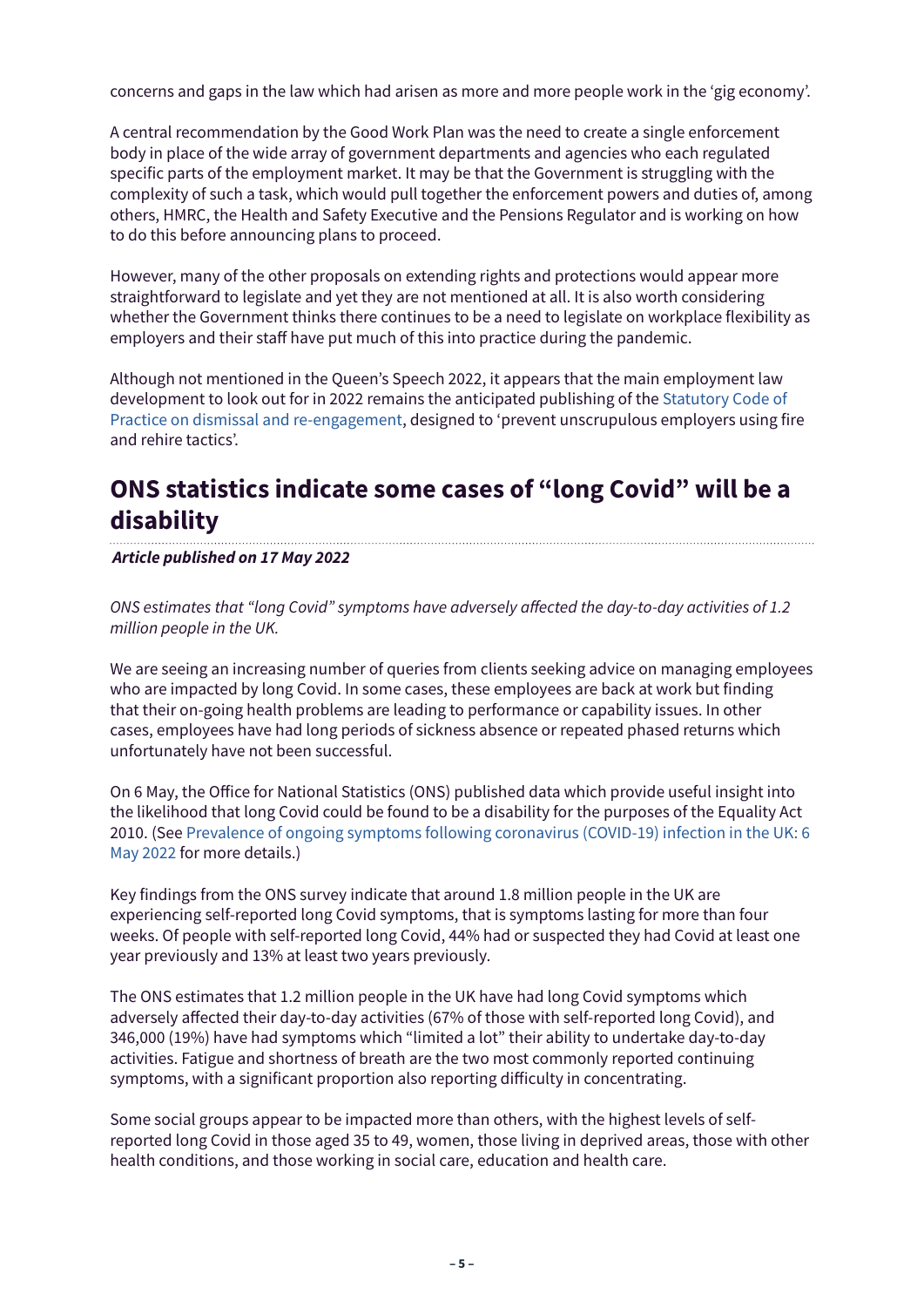concerns and gaps in the law which had arisen as more and more people work in the 'gig economy'.

A central recommendation by the Good Work Plan was the need to create a single enforcement body in place of the wide array of government departments and agencies who each regulated specific parts of the employment market. It may be that the Government is struggling with the complexity of such a task, which would pull together the enforcement powers and duties of, among others, HMRC, the Health and Safety Executive and the Pensions Regulator and is working on how to do this before announcing plans to proceed.

However, many of the other proposals on extending rights and protections would appear more straightforward to legislate and yet they are not mentioned at all. It is also worth considering whether the Government thinks there continues to be a need to legislate on workplace flexibility as employers and their staff have put much of this into practice during the pandemic.

Although not mentioned in the Queen's Speech 2022, it appears that the main employment law development to look out for in 2022 remains the anticipated publishing of the Statutory Code of Practice on dismissal and re-engagement, designed to 'prevent unscrupulous employers using fire and rehire tactics'.

## ONS statistics indicate some cases of "long Covid" will be a disability

***Article published on 17 May 2022***

*ONS estimates that "long Covid" symptoms have adversely affected the day-to-day activities of 1.2 million people in the UK.*

We are seeing an increasing number of queries from clients seeking advice on managing employees who are impacted by long Covid. In some cases, these employees are back at work but finding that their on-going health problems are leading to performance or capability issues. In other cases, employees have had long periods of sickness absence or repeated phased returns which unfortunately have not been successful.

On 6 May, the Office for National Statistics (ONS) published data which provide useful insight into the likelihood that long Covid could be found to be a disability for the purposes of the Equality Act 2010. (See Prevalence of ongoing symptoms following coronavirus (COVID-19) infection in the UK: 6 May 2022 for more details.)

Key findings from the ONS survey indicate that around 1.8 million people in the UK are experiencing self-reported long Covid symptoms, that is symptoms lasting for more than four weeks. Of people with self-reported long Covid, 44% had or suspected they had Covid at least one year previously and 13% at least two years previously.

The ONS estimates that 1.2 million people in the UK have had long Covid symptoms which adversely affected their day-to-day activities (67% of those with self-reported long Covid), and 346,000 (19%) have had symptoms which "limited a lot" their ability to undertake day-to-day activities. Fatigue and shortness of breath are the two most commonly reported continuing symptoms, with a significant proportion also reporting difficulty in concentrating.

Some social groups appear to be impacted more than others, with the highest levels of self-reported long Covid in those aged 35 to 49, women, those living in deprived areas, those with other health conditions, and those working in social care, education and health care.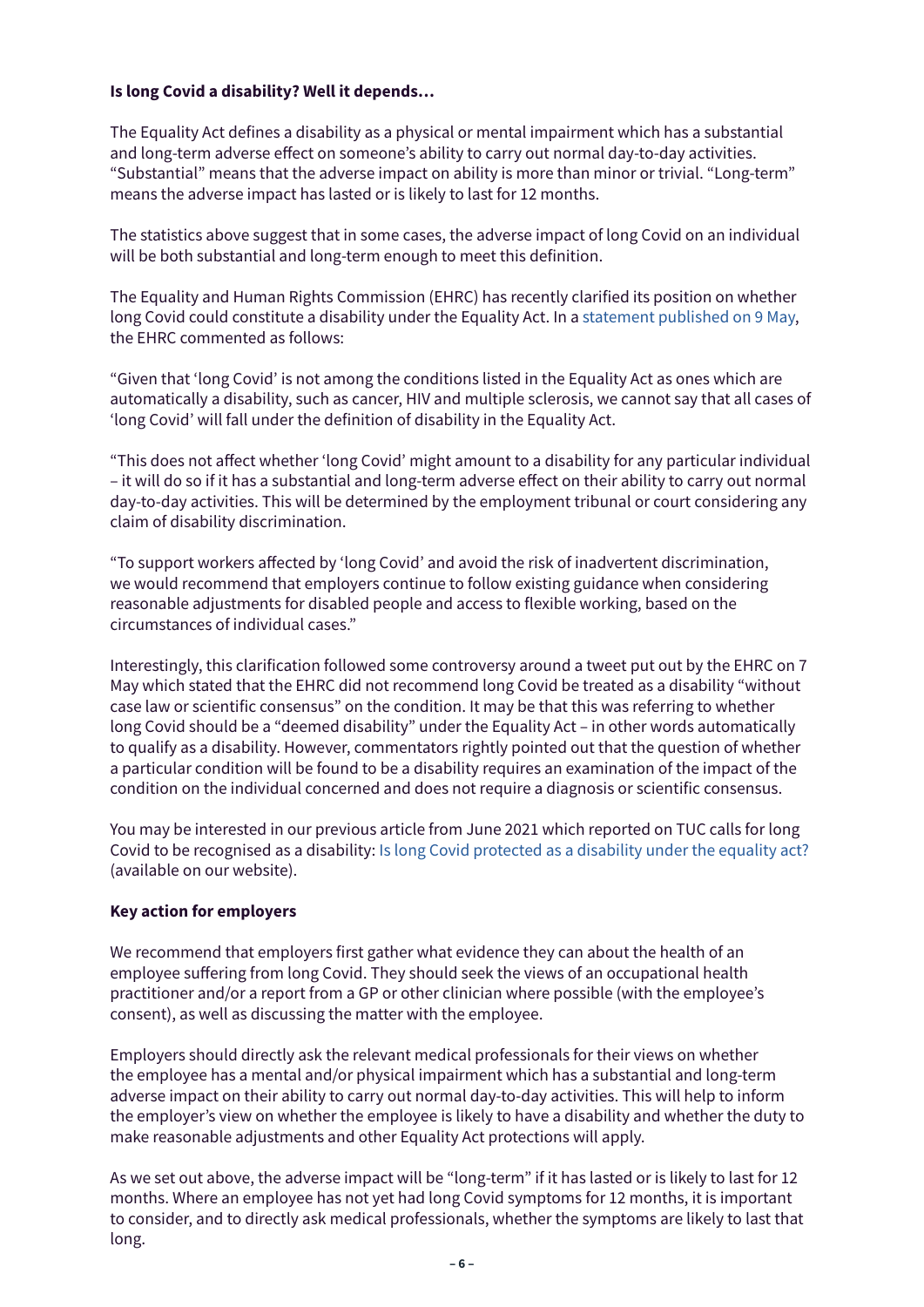**Is long Covid a disability? Well it depends…**

The Equality Act defines a disability as a physical or mental impairment which has a substantial and long-term adverse effect on someone's ability to carry out normal day-to-day activities. "Substantial" means that the adverse impact on ability is more than minor or trivial. "Long-term" means the adverse impact has lasted or is likely to last for 12 months.

The statistics above suggest that in some cases, the adverse impact of long Covid on an individual will be both substantial and long-term enough to meet this definition.

The Equality and Human Rights Commission (EHRC) has recently clarified its position on whether long Covid could constitute a disability under the Equality Act. In a statement published on 9 May, the EHRC commented as follows:

"Given that 'long Covid' is not among the conditions listed in the Equality Act as ones which are automatically a disability, such as cancer, HIV and multiple sclerosis, we cannot say that all cases of 'long Covid' will fall under the definition of disability in the Equality Act.

"This does not affect whether 'long Covid' might amount to a disability for any particular individual – it will do so if it has a substantial and long-term adverse effect on their ability to carry out normal day-to-day activities. This will be determined by the employment tribunal or court considering any claim of disability discrimination.

"To support workers affected by 'long Covid' and avoid the risk of inadvertent discrimination, we would recommend that employers continue to follow existing guidance when considering reasonable adjustments for disabled people and access to flexible working, based on the circumstances of individual cases."

Interestingly, this clarification followed some controversy around a tweet put out by the EHRC on 7 May which stated that the EHRC did not recommend long Covid be treated as a disability "without case law or scientific consensus" on the condition. It may be that this was referring to whether long Covid should be a "deemed disability" under the Equality Act – in other words automatically to qualify as a disability. However, commentators rightly pointed out that the question of whether a particular condition will be found to be a disability requires an examination of the impact of the condition on the individual concerned and does not require a diagnosis or scientific consensus.

You may be interested in our previous article from June 2021 which reported on TUC calls for long Covid to be recognised as a disability: Is long Covid protected as a disability under the equality act? (available on our website).

**Key action for employers**

We recommend that employers first gather what evidence they can about the health of an employee suffering from long Covid. They should seek the views of an occupational health practitioner and/or a report from a GP or other clinician where possible (with the employee's consent), as well as discussing the matter with the employee.

Employers should directly ask the relevant medical professionals for their views on whether the employee has a mental and/or physical impairment which has a substantial and long-term adverse impact on their ability to carry out normal day-to-day activities. This will help to inform the employer's view on whether the employee is likely to have a disability and whether the duty to make reasonable adjustments and other Equality Act protections will apply.

As we set out above, the adverse impact will be "long-term" if it has lasted or is likely to last for 12 months. Where an employee has not yet had long Covid symptoms for 12 months, it is important to consider, and to directly ask medical professionals, whether the symptoms are likely to last that long.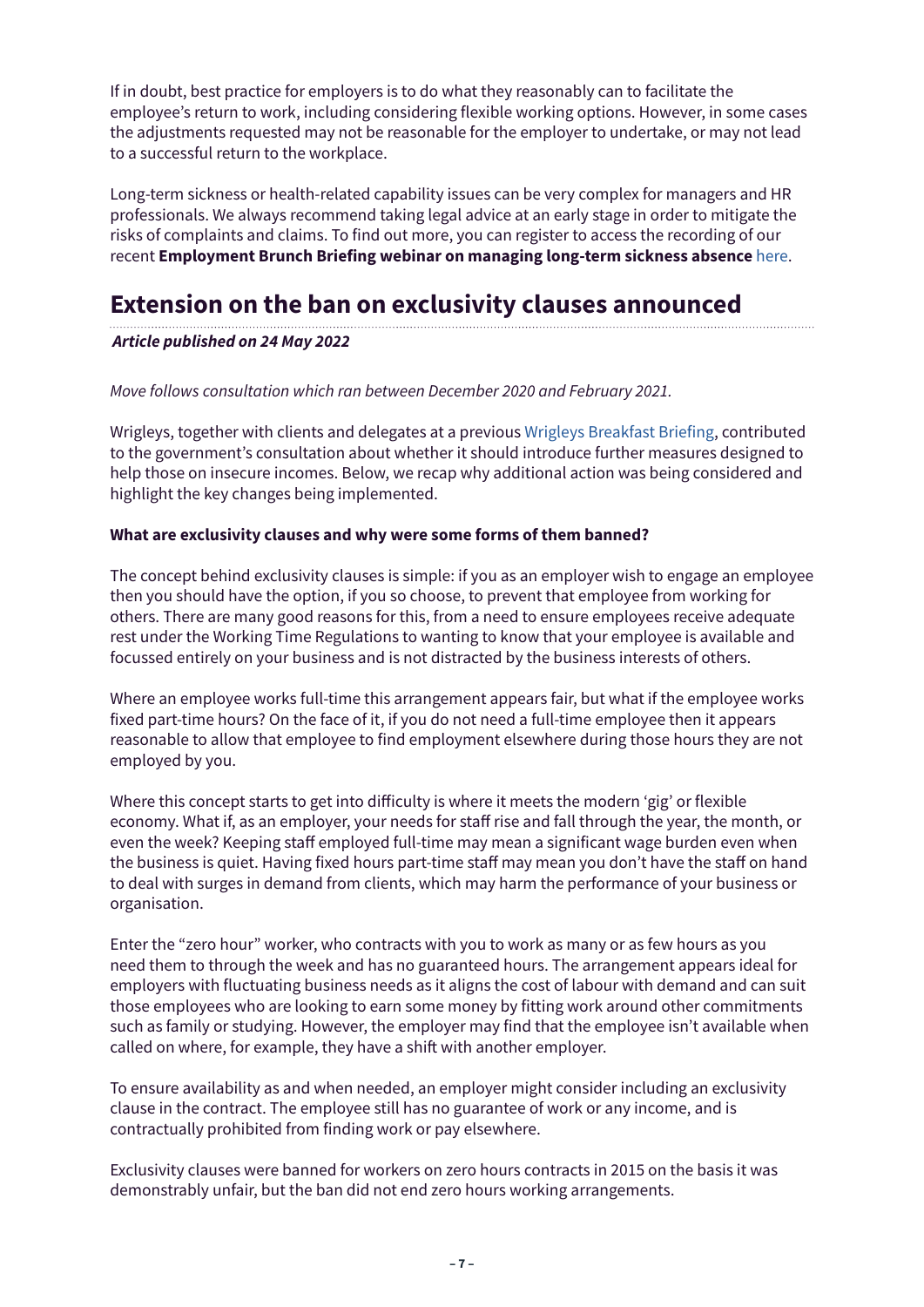If in doubt, best practice for employers is to do what they reasonably can to facilitate the employee's return to work, including considering flexible working options. However, in some cases the adjustments requested may not be reasonable for the employer to undertake, or may not lead to a successful return to the workplace.

Long-term sickness or health-related capability issues can be very complex for managers and HR professionals. We always recommend taking legal advice at an early stage in order to mitigate the risks of complaints and claims. To find out more, you can register to access the recording of our recent **Employment Brunch Briefing webinar on managing long-term sickness absence** here.

## Extension on the ban on exclusivity clauses announced

***Article published on 24 May 2022***

*Move follows consultation which ran between December 2020 and February 2021.*

Wrigleys, together with clients and delegates at a previous Wrigleys Breakfast Briefing, contributed to the government's consultation about whether it should introduce further measures designed to help those on insecure incomes. Below, we recap why additional action was being considered and highlight the key changes being implemented.

**What are exclusivity clauses and why were some forms of them banned?**

The concept behind exclusivity clauses is simple: if you as an employer wish to engage an employee then you should have the option, if you so choose, to prevent that employee from working for others. There are many good reasons for this, from a need to ensure employees receive adequate rest under the Working Time Regulations to wanting to know that your employee is available and focussed entirely on your business and is not distracted by the business interests of others.

Where an employee works full-time this arrangement appears fair, but what if the employee works fixed part-time hours? On the face of it, if you do not need a full-time employee then it appears reasonable to allow that employee to find employment elsewhere during those hours they are not employed by you.

Where this concept starts to get into difficulty is where it meets the modern 'gig' or flexible economy. What if, as an employer, your needs for staff rise and fall through the year, the month, or even the week? Keeping staff employed full-time may mean a significant wage burden even when the business is quiet. Having fixed hours part-time staff may mean you don't have the staff on hand to deal with surges in demand from clients, which may harm the performance of your business or organisation.

Enter the "zero hour" worker, who contracts with you to work as many or as few hours as you need them to through the week and has no guaranteed hours. The arrangement appears ideal for employers with fluctuating business needs as it aligns the cost of labour with demand and can suit those employees who are looking to earn some money by fitting work around other commitments such as family or studying. However, the employer may find that the employee isn't available when called on where, for example, they have a shift with another employer.

To ensure availability as and when needed, an employer might consider including an exclusivity clause in the contract. The employee still has no guarantee of work or any income, and is contractually prohibited from finding work or pay elsewhere.

Exclusivity clauses were banned for workers on zero hours contracts in 2015 on the basis it was demonstrably unfair, but the ban did not end zero hours working arrangements.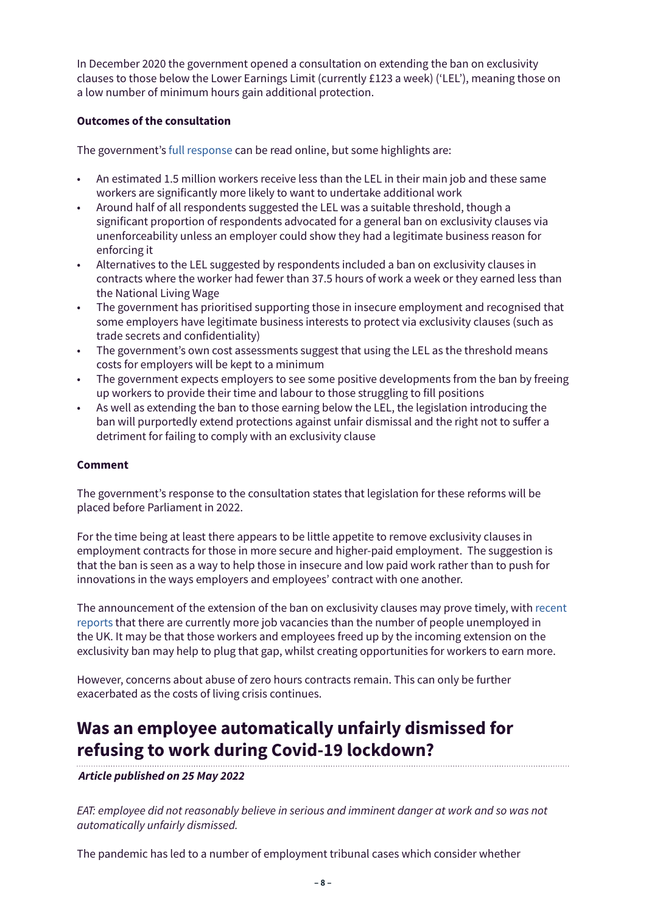In December 2020 the government opened a consultation on extending the ban on exclusivity clauses to those below the Lower Earnings Limit (currently £123 a week) ('LEL'), meaning those on a low number of minimum hours gain additional protection.

**Outcomes of the consultation**

The government's full response can be read online, but some highlights are:

- An estimated 1.5 million workers receive less than the LEL in their main job and these same workers are significantly more likely to want to undertake additional work
- Around half of all respondents suggested the LEL was a suitable threshold, though a significant proportion of respondents advocated for a general ban on exclusivity clauses via unenforceability unless an employer could show they had a legitimate business reason for enforcing it
- Alternatives to the LEL suggested by respondents included a ban on exclusivity clauses in contracts where the worker had fewer than 37.5 hours of work a week or they earned less than the National Living Wage
- The government has prioritised supporting those in insecure employment and recognised that some employers have legitimate business interests to protect via exclusivity clauses (such as trade secrets and confidentiality)
- The government's own cost assessments suggest that using the LEL as the threshold means costs for employers will be kept to a minimum
- The government expects employers to see some positive developments from the ban by freeing up workers to provide their time and labour to those struggling to fill positions
- As well as extending the ban to those earning below the LEL, the legislation introducing the ban will purportedly extend protections against unfair dismissal and the right not to suffer a detriment for failing to comply with an exclusivity clause

**Comment**

The government's response to the consultation states that legislation for these reforms will be placed before Parliament in 2022.

For the time being at least there appears to be little appetite to remove exclusivity clauses in employment contracts for those in more secure and higher-paid employment. The suggestion is that the ban is seen as a way to help those in insecure and low paid work rather than to push for innovations in the ways employers and employees' contract with one another.

The announcement of the extension of the ban on exclusivity clauses may prove timely, with recent reports that there are currently more job vacancies than the number of people unemployed in the UK. It may be that those workers and employees freed up by the incoming extension on the exclusivity ban may help to plug that gap, whilst creating opportunities for workers to earn more.

However, concerns about abuse of zero hours contracts remain. This can only be further exacerbated as the costs of living crisis continues.

## Was an employee automatically unfairly dismissed for refusing to work during Covid-19 lockdown?

***Article published on 25 May 2022***

*EAT: employee did not reasonably believe in serious and imminent danger at work and so was not automatically unfairly dismissed.*

The pandemic has led to a number of employment tribunal cases which consider whether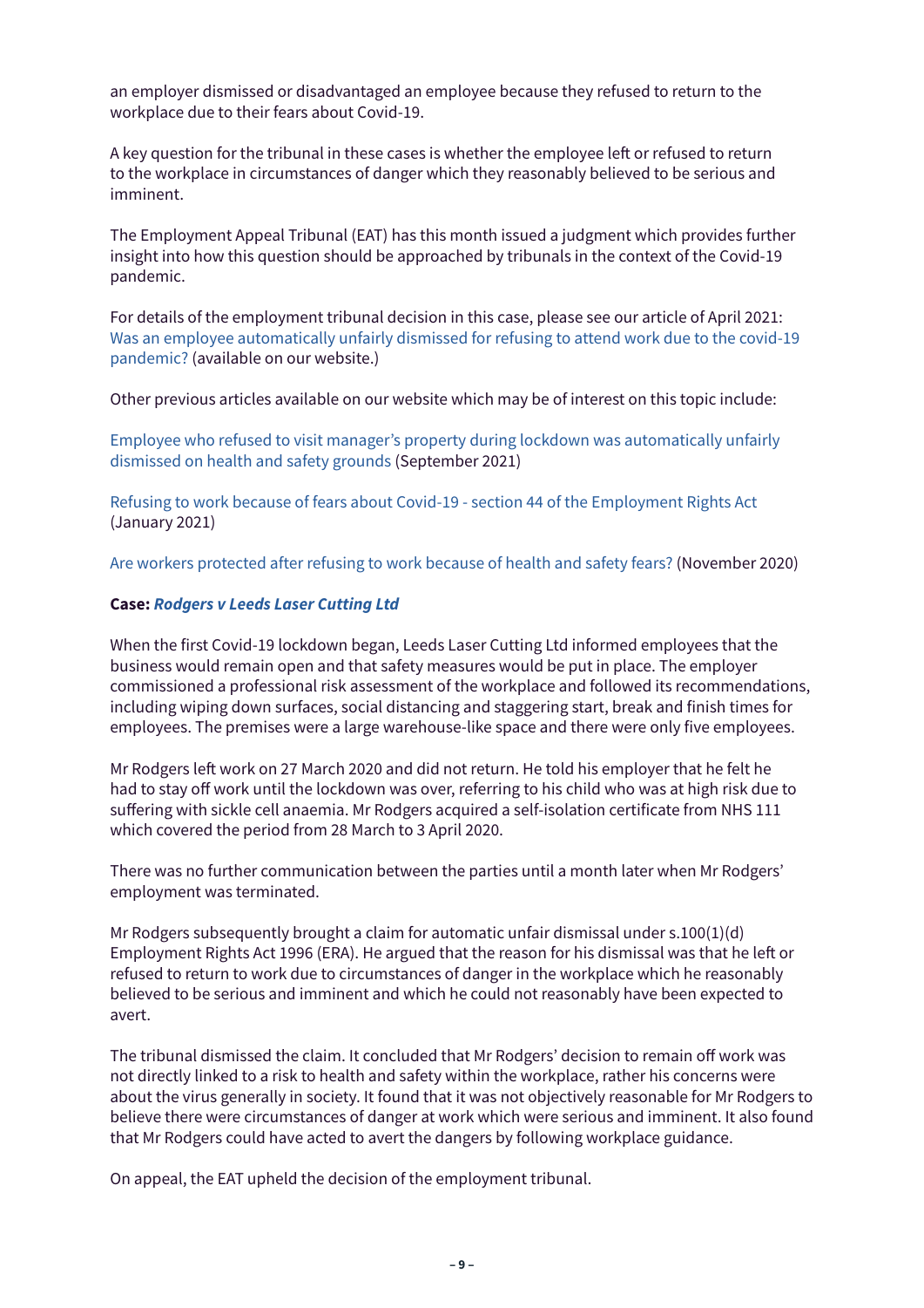an employer dismissed or disadvantaged an employee because they refused to return to the workplace due to their fears about Covid-19.

A key question for the tribunal in these cases is whether the employee left or refused to return to the workplace in circumstances of danger which they reasonably believed to be serious and imminent.

The Employment Appeal Tribunal (EAT) has this month issued a judgment which provides further insight into how this question should be approached by tribunals in the context of the Covid-19 pandemic.

For details of the employment tribunal decision in this case, please see our article of April 2021: Was an employee automatically unfairly dismissed for refusing to attend work due to the covid-19 pandemic? (available on our website.)

Other previous articles available on our website which may be of interest on this topic include:

Employee who refused to visit manager's property during lockdown was automatically unfairly dismissed on health and safety grounds (September 2021)

Refusing to work because of fears about Covid-19 - section 44 of the Employment Rights Act (January 2021)

Are workers protected after refusing to work because of health and safety fears? (November 2020)

**Case: *Rodgers v Leeds Laser Cutting Ltd***

When the first Covid-19 lockdown began, Leeds Laser Cutting Ltd informed employees that the business would remain open and that safety measures would be put in place. The employer commissioned a professional risk assessment of the workplace and followed its recommendations, including wiping down surfaces, social distancing and staggering start, break and finish times for employees. The premises were a large warehouse-like space and there were only five employees.

Mr Rodgers left work on 27 March 2020 and did not return. He told his employer that he felt he had to stay off work until the lockdown was over, referring to his child who was at high risk due to suffering with sickle cell anaemia. Mr Rodgers acquired a self-isolation certificate from NHS 111 which covered the period from 28 March to 3 April 2020.

There was no further communication between the parties until a month later when Mr Rodgers' employment was terminated.

Mr Rodgers subsequently brought a claim for automatic unfair dismissal under s.100(1)(d) Employment Rights Act 1996 (ERA). He argued that the reason for his dismissal was that he left or refused to return to work due to circumstances of danger in the workplace which he reasonably believed to be serious and imminent and which he could not reasonably have been expected to avert.

The tribunal dismissed the claim. It concluded that Mr Rodgers' decision to remain off work was not directly linked to a risk to health and safety within the workplace, rather his concerns were about the virus generally in society. It found that it was not objectively reasonable for Mr Rodgers to believe there were circumstances of danger at work which were serious and imminent. It also found that Mr Rodgers could have acted to avert the dangers by following workplace guidance.

On appeal, the EAT upheld the decision of the employment tribunal.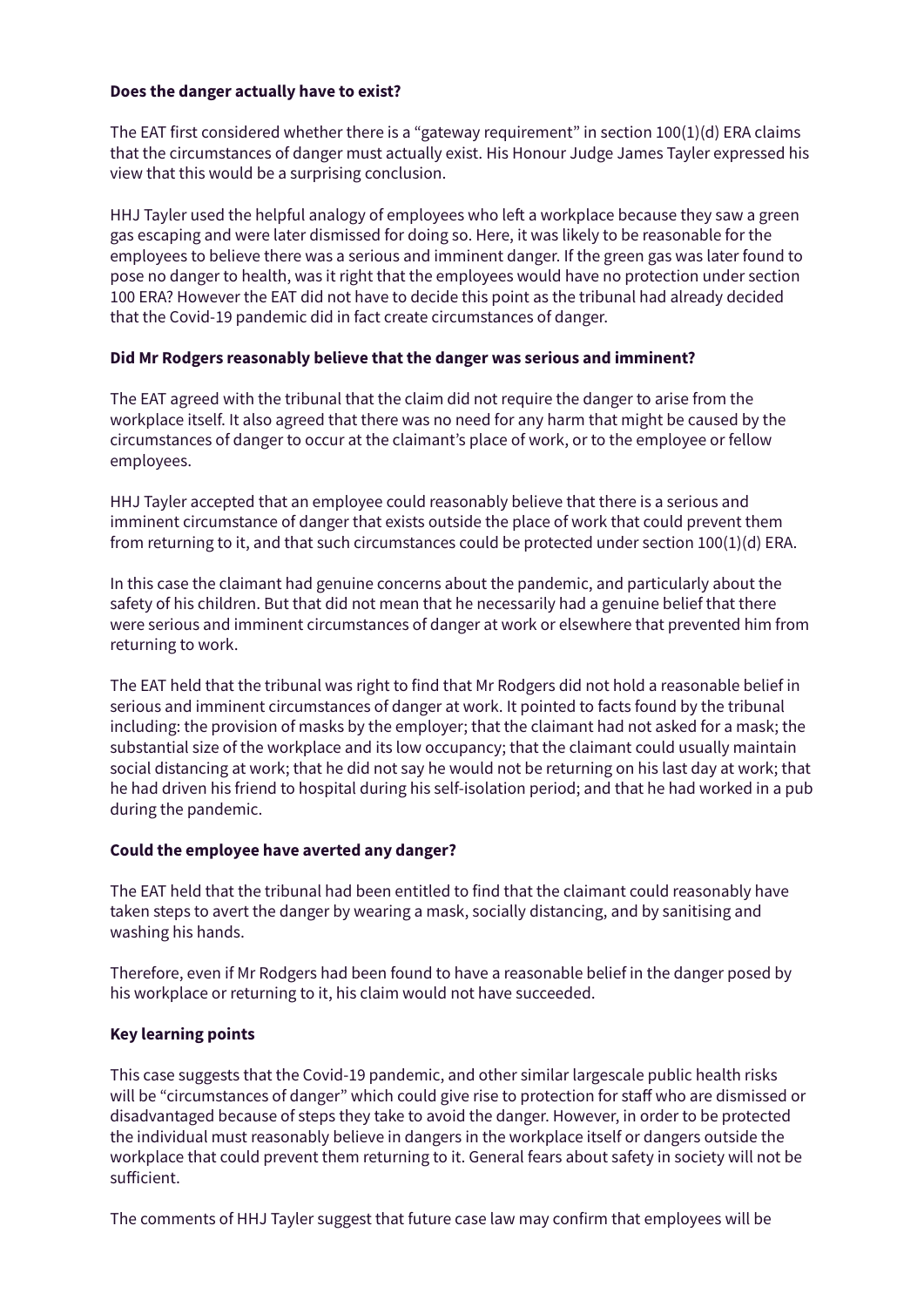**Does the danger actually have to exist?**

The EAT first considered whether there is a "gateway requirement" in section 100(1)(d) ERA claims that the circumstances of danger must actually exist. His Honour Judge James Tayler expressed his view that this would be a surprising conclusion.

HHJ Tayler used the helpful analogy of employees who left a workplace because they saw a green gas escaping and were later dismissed for doing so. Here, it was likely to be reasonable for the employees to believe there was a serious and imminent danger. If the green gas was later found to pose no danger to health, was it right that the employees would have no protection under section 100 ERA? However the EAT did not have to decide this point as the tribunal had already decided that the Covid-19 pandemic did in fact create circumstances of danger.

**Did Mr Rodgers reasonably believe that the danger was serious and imminent?**

The EAT agreed with the tribunal that the claim did not require the danger to arise from the workplace itself. It also agreed that there was no need for any harm that might be caused by the circumstances of danger to occur at the claimant's place of work, or to the employee or fellow employees.

HHJ Tayler accepted that an employee could reasonably believe that there is a serious and imminent circumstance of danger that exists outside the place of work that could prevent them from returning to it, and that such circumstances could be protected under section 100(1)(d) ERA.

In this case the claimant had genuine concerns about the pandemic, and particularly about the safety of his children. But that did not mean that he necessarily had a genuine belief that there were serious and imminent circumstances of danger at work or elsewhere that prevented him from returning to work.

The EAT held that the tribunal was right to find that Mr Rodgers did not hold a reasonable belief in serious and imminent circumstances of danger at work. It pointed to facts found by the tribunal including: the provision of masks by the employer; that the claimant had not asked for a mask; the substantial size of the workplace and its low occupancy; that the claimant could usually maintain social distancing at work; that he did not say he would not be returning on his last day at work; that he had driven his friend to hospital during his self-isolation period; and that he had worked in a pub during the pandemic.

**Could the employee have averted any danger?**

The EAT held that the tribunal had been entitled to find that the claimant could reasonably have taken steps to avert the danger by wearing a mask, socially distancing, and by sanitising and washing his hands.

Therefore, even if Mr Rodgers had been found to have a reasonable belief in the danger posed by his workplace or returning to it, his claim would not have succeeded.

**Key learning points**

This case suggests that the Covid-19 pandemic, and other similar largescale public health risks will be "circumstances of danger" which could give rise to protection for staff who are dismissed or disadvantaged because of steps they take to avoid the danger. However, in order to be protected the individual must reasonably believe in dangers in the workplace itself or dangers outside the workplace that could prevent them returning to it. General fears about safety in society will not be sufficient.

The comments of HHJ Tayler suggest that future case law may confirm that employees will be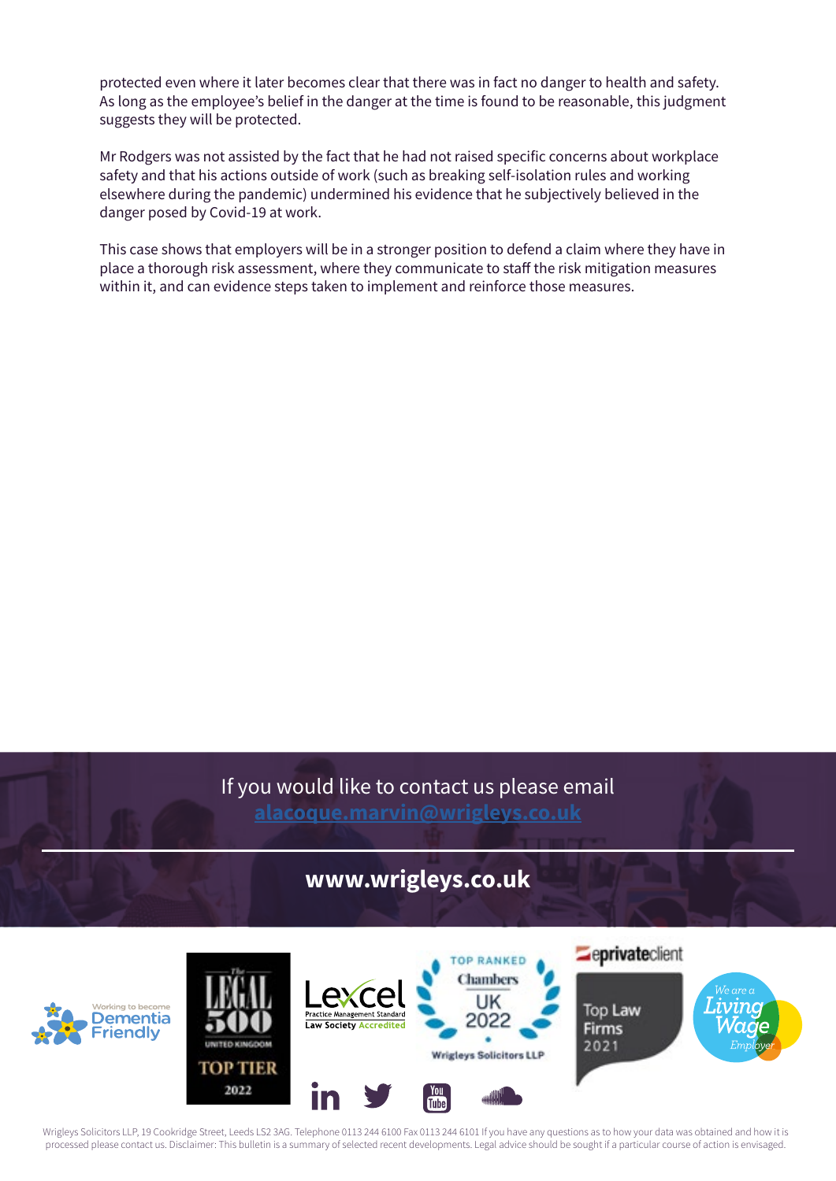protected even where it later becomes clear that there was in fact no danger to health and safety. As long as the employee's belief in the danger at the time is found to be reasonable, this judgment suggests they will be protected.

Mr Rodgers was not assisted by the fact that he had not raised specific concerns about workplace safety and that his actions outside of work (such as breaking self-isolation rules and working elsewhere during the pandemic) undermined his evidence that he subjectively believed in the danger posed by Covid-19 at work.

This case shows that employers will be in a stronger position to defend a claim where they have in place a thorough risk assessment, where they communicate to staff the risk mitigation measures within it, and can evidence steps taken to implement and reinforce those measures.

If you would like to contact us please email [alacoque.marvin@wrigleys.co.uk](mailto:alacoque.marvin@wrigleys.co.uk)

**www.wrigleys.co.uk**

Wrigleys Solicitors LLP, 19 Cookridge Street, Leeds LS2 3AG. Telephone 0113 244 6100 Fax 0113 244 6101 If you have any questions as to how your data was obtained and how it is processed please contact us. Disclaimer: This bulletin is a summary of selected recent developments. Legal advice should be sought if a particular course of action is envisaged.